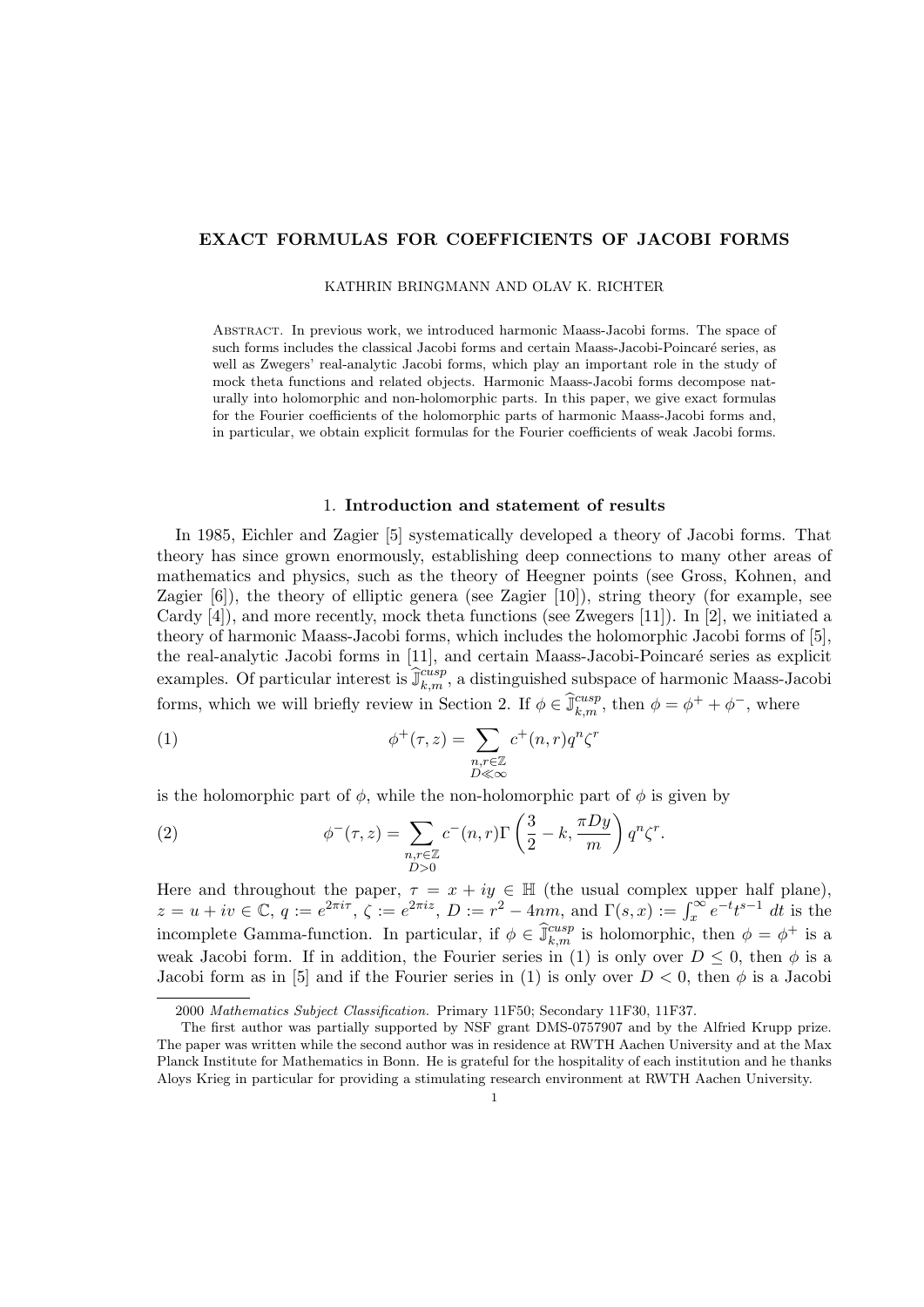# EXACT FORMULAS FOR COEFFICIENTS OF JACOBI FORMS

KATHRIN BRINGMANN AND OLAV K. RICHTER

Abstract. In previous work, we introduced harmonic Maass-Jacobi forms. The space of such forms includes the classical Jacobi forms and certain Maass-Jacobi-Poincaré series, as well as Zwegers' real-analytic Jacobi forms, which play an important role in the study of mock theta functions and related objects. Harmonic Maass-Jacobi forms decompose naturally into holomorphic and non-holomorphic parts. In this paper, we give exact formulas for the Fourier coefficients of the holomorphic parts of harmonic Maass-Jacobi forms and, in particular, we obtain explicit formulas for the Fourier coefficients of weak Jacobi forms.

## 1. Introduction and statement of results

In 1985, Eichler and Zagier [5] systematically developed a theory of Jacobi forms. That theory has since grown enormously, establishing deep connections to many other areas of mathematics and physics, such as the theory of Heegner points (see Gross, Kohnen, and Zagier [6]), the theory of elliptic genera (see Zagier [10]), string theory (for example, see Cardy [4]), and more recently, mock theta functions (see Zwegers [11]). In [2], we initiated a theory of harmonic Maass-Jacobi forms, which includes the holomorphic Jacobi forms of [5], the real-analytic Jacobi forms in [11], and certain Maass-Jacobi-Poincaré series as explicit examples. Of particular interest is $\widehat{\mathbb{J}}_{k,m}^{cusp}$, a distinguished subspace of harmonic Maass-Jacobi forms, which we will briefly review in Section 2. If $\phi \in \widehat{\mathbb{J}}_{k,m}^{cusp}$, then $\phi = \phi^+ + \phi^-$, where

$$\phi^+(\tau, z) = \sum_{\substack{n,r\in\mathbb{Z} \\ D\ll\infty}} c^+(n,r) q^n \zeta^r \tag{1}$$

is the holomorphic part of $\phi$, while the non-holomorphic part of $\phi$ is given by

$$\phi^-(\tau, z) = \sum_{\substack{n,r\in\mathbb{Z} \\ D>0}} c^-(n,r) \Gamma\left(\frac{3}{2} - k, \frac{\pi D y}{m}\right) q^n \zeta^r. \tag{2}$$

Here and throughout the paper, $\tau = x + iy \in \mathbb{H}$ (the usual complex upper half plane), $z = u + iv \in \mathbb{C}$, $q := e^{2\pi i \tau}$, $\zeta := e^{2\pi i z}$, $D := r^2 - 4nm$, and $\Gamma(s,x) := \int_x^\infty e^{-t} t^{s-1}\, dt$ is the incomplete Gamma-function. In particular, if $\phi \in \widehat{\mathbb{J}}_{k,m}^{cusp}$ is holomorphic, then $\phi = \phi^+$ is a weak Jacobi form. If in addition, the Fourier series in (1) is only over $D \leq 0$, then $\phi$ is a Jacobi form as in [5] and if the Fourier series in (1) is only over $D < 0$, then $\phi$ is a Jacobi

2000 Mathematics Subject Classification. Primary 11F50; Secondary 11F30, 11F37.

The first author was partially supported by NSF grant DMS-0757907 and by the Alfried Krupp prize. The paper was written while the second author was in residence at RWTH Aachen University and at the Max Planck Institute for Mathematics in Bonn. He is grateful for the hospitality of each institution and he thanks Aloys Krieg in particular for providing a stimulating research environment at RWTH Aachen University.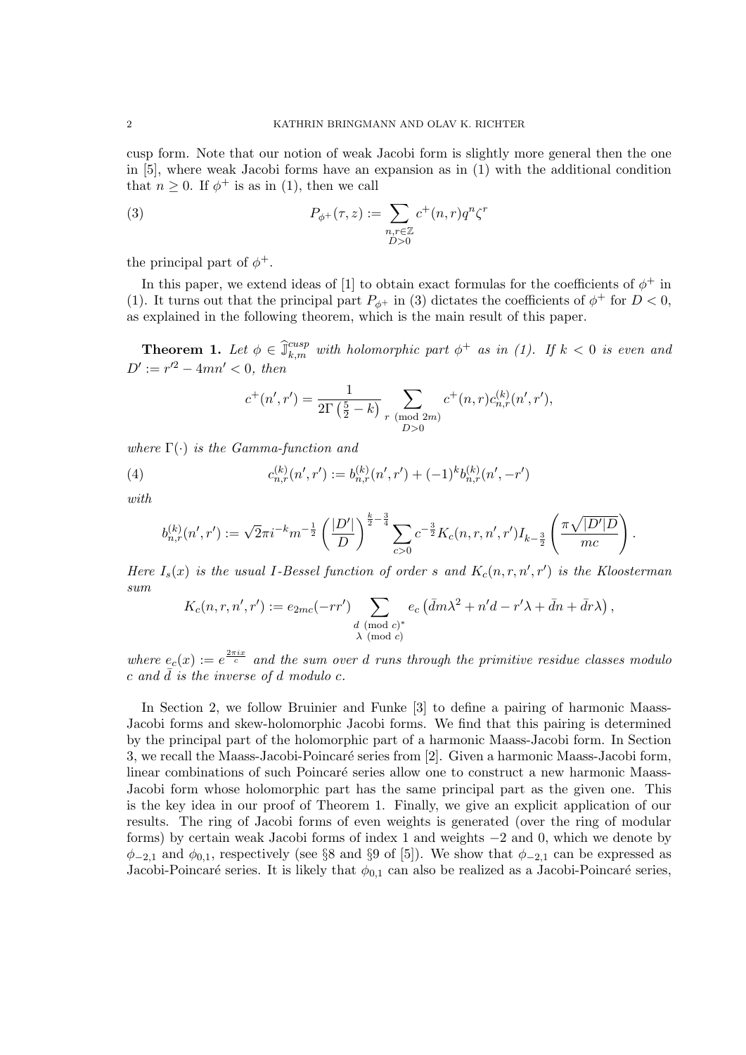cusp form. Note that our notion of weak Jacobi form is slightly more general then the one in [5], where weak Jacobi forms have an expansion as in (1) with the additional condition that $n \geq 0$. If $\phi^+$ is as in (1), then we call

$$P_{\phi^+}(\tau, z) := \sum_{\substack{n,r \in \mathbb{Z} \\ D>0}} c^+(n,r) q^n \zeta^r \tag{3}$$

the principal part of $\phi^+$.

In this paper, we extend ideas of [1] to obtain exact formulas for the coefficients of $\phi^+$ in (1). It turns out that the principal part $P_{\phi^+}$ in (3) dictates the coefficients of $\phi^+$ for $D < 0$, as explained in the following theorem, which is the main result of this paper.

**Theorem 1.** *Let $\phi \in \widehat{\mathbb{J}}^{cusp}_{k,m}$ with holomorphic part $\phi^+$ as in (1). If $k < 0$ is even and $D' := r'^2 - 4mn' < 0$, then*

$$c^+(n', r') = \frac{1}{2\Gamma\left(\frac{5}{2} - k\right)} \sum_{\substack{r \pmod{2m} \\ D>0}} c^+(n,r) c^{(k)}_{n,r}(n', r'),$$

*where $\Gamma(\cdot)$ is the Gamma-function and*

$$c^{(k)}_{n,r}(n', r') := b^{(k)}_{n,r}(n', r') + (-1)^k b^{(k)}_{n,r}(n', -r') \tag{4}$$

*with*

$$b^{(k)}_{n,r}(n', r') := \sqrt{2}\pi i^{-k} m^{-\frac{1}{2}} \left(\frac{|D'|}{D}\right)^{\frac{k}{2} - \frac{3}{4}} \sum_{c>0} c^{-\frac{3}{2}} K_c(n, r, n', r') I_{k - \frac{3}{2}}\left(\frac{\pi\sqrt{|D'|D}}{mc}\right).$$

*Here $I_s(x)$ is the usual $I$-Bessel function of order $s$ and $K_c(n, r, n', r')$ is the Kloosterman sum*

$$K_c(n, r, n', r') := e_{2mc}(-rr') \sum_{\substack{d \pmod{c}^* \\ \lambda \pmod{c}}} e_c\left(\bar{d}m\lambda^2 + n'd - r'\lambda + \bar{d}n + \bar{d}r\lambda\right),$$

*where $e_c(x) := e^{\frac{2\pi i x}{c}}$ and the sum over $d$ runs through the primitive residue classes modulo $c$ and $\bar{d}$ is the inverse of $d$ modulo $c$.*

In Section 2, we follow Bruinier and Funke [3] to define a pairing of harmonic Maass-Jacobi forms and skew-holomorphic Jacobi forms. We find that this pairing is determined by the principal part of the holomorphic part of a harmonic Maass-Jacobi form. In Section 3, we recall the Maass-Jacobi-Poincaré series from [2]. Given a harmonic Maass-Jacobi form, linear combinations of such Poincaré series allow one to construct a new harmonic Maass-Jacobi form whose holomorphic part has the same principal part as the given one. This is the key idea in our proof of Theorem 1. Finally, we give an explicit application of our results. The ring of Jacobi forms of even weights is generated (over the ring of modular forms) by certain weak Jacobi forms of index 1 and weights $-2$ and 0, which we denote by $\phi_{-2,1}$ and $\phi_{0,1}$, respectively (see §8 and §9 of [5]). We show that $\phi_{-2,1}$ can be expressed as Jacobi-Poincaré series. It is likely that $\phi_{0,1}$ can also be realized as a Jacobi-Poincaré series,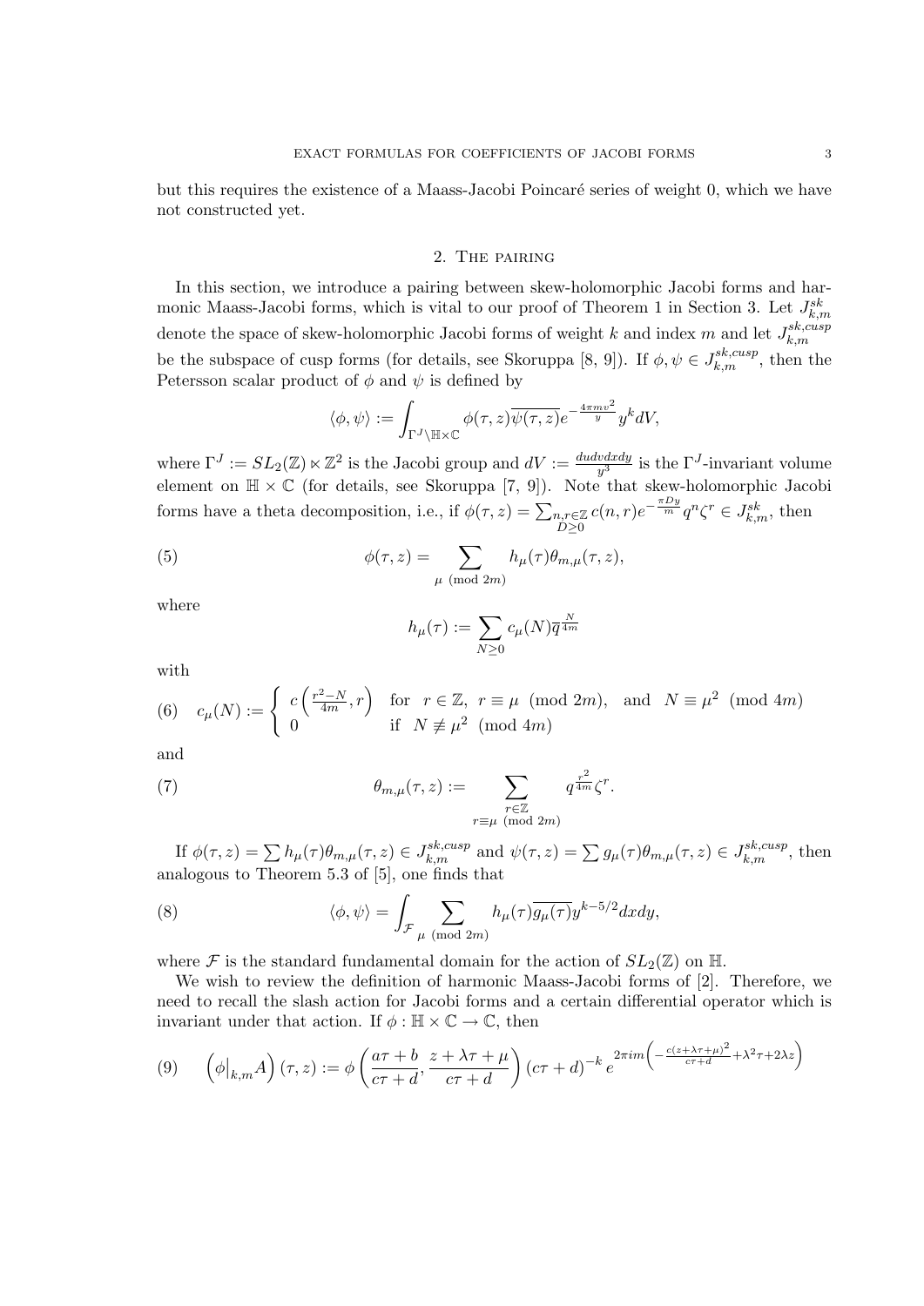but this requires the existence of a Maass-Jacobi Poincaré series of weight 0, which we have not constructed yet.

## 2. The pairing

In this section, we introduce a pairing between skew-holomorphic Jacobi forms and harmonic Maass-Jacobi forms, which is vital to our proof of Theorem 1 in Section 3. Let $J^{sk}_{k,m}$ denote the space of skew-holomorphic Jacobi forms of weight $k$ and index $m$ and let $J^{sk,cusp}_{k,m}$ be the subspace of cusp forms (for details, see Skoruppa [8, 9]). If $\phi, \psi \in J^{sk,cusp}_{k,m}$, then the Petersson scalar product of $\phi$ and $\psi$ is defined by

$$\langle \phi, \psi \rangle := \int_{\Gamma^J \backslash \mathbb{H} \times \mathbb{C}} \phi(\tau, z) \overline{\psi(\tau, z)} e^{-\frac{4\pi m v^2}{y}} y^k dV,$$

where $\Gamma^J := SL_2(\mathbb{Z}) \ltimes \mathbb{Z}^2$ is the Jacobi group and $dV := \frac{dudvdxdy}{y^3}$ is the $\Gamma^J$-invariant volume element on $\mathbb{H} \times \mathbb{C}$ (for details, see Skoruppa [7, 9]). Note that skew-holomorphic Jacobi forms have a theta decomposition, i.e., if $\phi(\tau, z) = \sum_{\substack{n,r \in \mathbb{Z} \\ D \geq 0}} c(n,r) e^{-\frac{\pi D y}{m}} q^n \zeta^r \in J^{sk}_{k,m}$, then

$$\phi(\tau, z) = \sum_{\mu \pmod{2m}} h_\mu(\tau) \theta_{m,\mu}(\tau, z), \tag{5}$$

where

$$h_\mu(\tau) := \sum_{N \geq 0} c_\mu(N) \overline{q}^{\frac{N}{4m}}$$

with

$$c_\mu(N) := \begin{cases} c\left(\frac{r^2 - N}{4m}, r\right) & \text{for } r \in \mathbb{Z},\ r \equiv \mu \pmod{2m}, \text{ and } N \equiv \mu^2 \pmod{4m} \\ 0 & \text{if } N \not\equiv \mu^2 \pmod{4m} \end{cases} \tag{6}$$

and

$$\theta_{m,\mu}(\tau, z) := \sum_{\substack{r \in \mathbb{Z} \\ r \equiv \mu \pmod{2m}}} q^{\frac{r^2}{4m}} \zeta^r. \tag{7}$$

If $\phi(\tau, z) = \sum h_\mu(\tau) \theta_{m,\mu}(\tau, z) \in J^{sk,cusp}_{k,m}$ and $\psi(\tau, z) = \sum g_\mu(\tau) \theta_{m,\mu}(\tau, z) \in J^{sk,cusp}_{k,m}$, then analogous to Theorem 5.3 of [5], one finds that

$$\langle \phi, \psi \rangle = \int_{\mathcal{F}} \sum_{\mu \pmod{2m}} h_\mu(\tau) \overline{g_\mu(\tau)} y^{k-5/2} dxdy, \tag{8}$$

where $\mathcal{F}$ is the standard fundamental domain for the action of $SL_2(\mathbb{Z})$ on $\mathbb{H}$.

We wish to review the definition of harmonic Maass-Jacobi forms of [2]. Therefore, we need to recall the slash action for Jacobi forms and a certain differential operator which is invariant under that action. If $\phi : \mathbb{H} \times \mathbb{C} \to \mathbb{C}$, then

$$\left(\phi\big|_{k,m} A\right)(\tau, z) := \phi\left(\frac{a\tau + b}{c\tau + d}, \frac{z + \lambda\tau + \mu}{c\tau + d}\right) (c\tau + d)^{-k} e^{2\pi i m\left(-\frac{c(z + \lambda\tau + \mu)^2}{c\tau + d} + \lambda^2\tau + 2\lambda z\right)} \tag{9}$$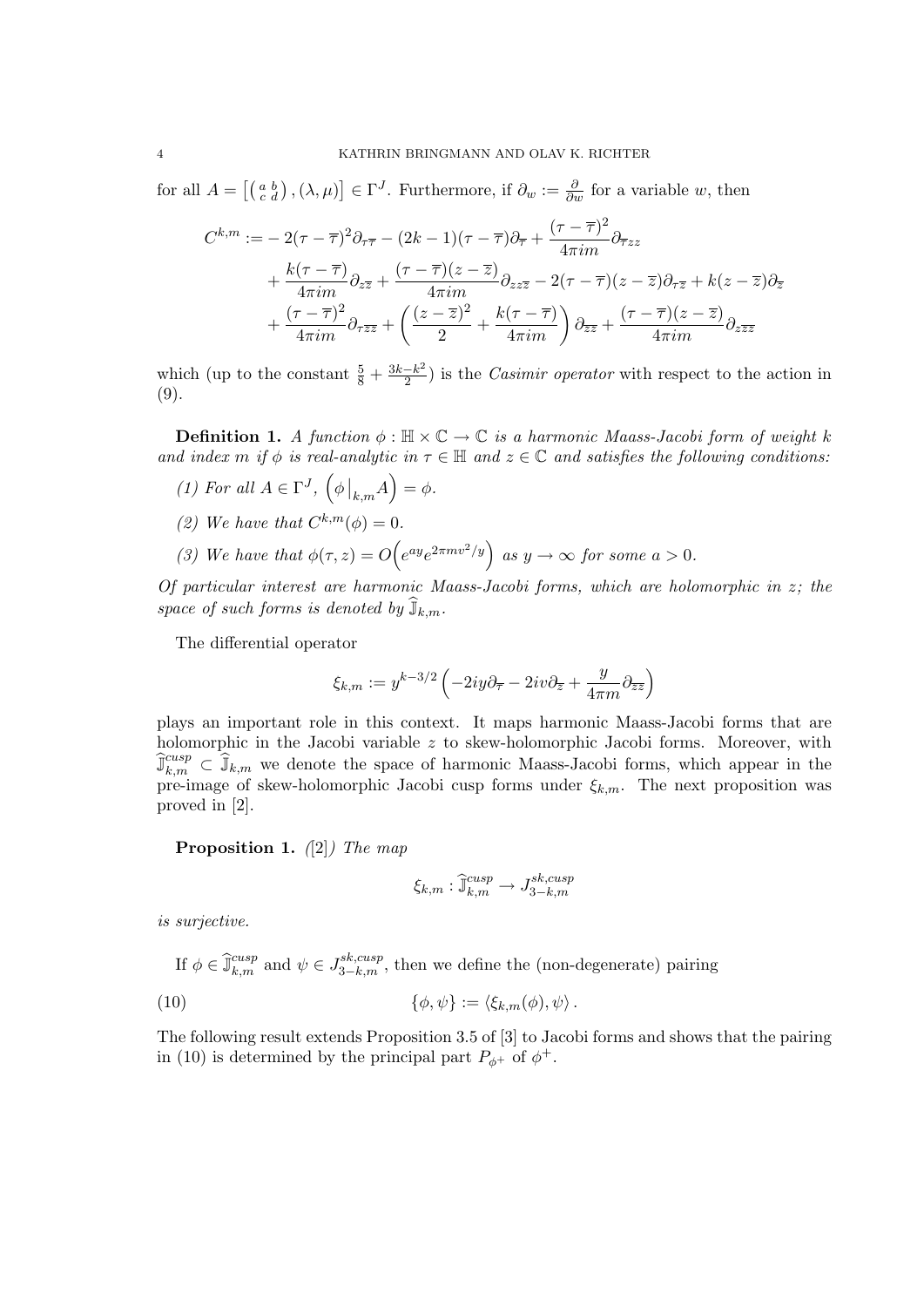for all $A = \left[\left(\begin{smallmatrix} a & b \\ c & d \end{smallmatrix}\right), (\lambda, \mu)\right] \in \Gamma^J$. Furthermore, if $\partial_w := \frac{\partial}{\partial w}$ for a variable $w$, then

$$
\begin{aligned}
C^{k,m} := &- 2(\tau - \overline{\tau})^2 \partial_{\tau\overline{\tau}} - (2k-1)(\tau - \overline{\tau})\partial_{\overline{\tau}} + \frac{(\tau - \overline{\tau})^2}{4\pi i m} \partial_{\overline{\tau} z z} \\
&+ \frac{k(\tau - \overline{\tau})}{4\pi i m} \partial_{z\overline{z}} + \frac{(\tau - \overline{\tau})(z - \overline{z})}{4\pi i m} \partial_{z z \overline{z}} - 2(\tau - \overline{\tau})(z - \overline{z})\partial_{\tau \overline{z}} + k(z - \overline{z})\partial_{\overline{z}} \\
&+ \frac{(\tau - \overline{\tau})^2}{4\pi i m} \partial_{\tau \overline{z}\overline{z}} + \left( \frac{(z - \overline{z})^2}{2} + \frac{k(\tau - \overline{\tau})}{4\pi i m} \right) \partial_{\overline{z}\overline{z}} + \frac{(\tau - \overline{\tau})(z - \overline{z})}{4\pi i m} \partial_{z \overline{z}\overline{z}}
\end{aligned}
$$

which (up to the constant $\frac{5}{8} + \frac{3k - k^2}{2}$) is the *Casimir operator* with respect to the action in (9).

**Definition 1.** *A function $\phi : \mathbb{H} \times \mathbb{C} \to \mathbb{C}$ is a harmonic Maass-Jacobi form of weight $k$ and index $m$ if $\phi$ is real-analytic in $\tau \in \mathbb{H}$ and $z \in \mathbb{C}$ and satisfies the following conditions:*

*(1) For all $A \in \Gamma^J$, $\left(\phi\big|_{k,m} A\right) = \phi$.*

*(2) We have that $C^{k,m}(\phi) = 0$.*

*(3) We have that $\phi(\tau, z) = O\Big(e^{ay} e^{2\pi m v^2/y}\Big)$ as $y \to \infty$ for some $a > 0$.*

*Of particular interest are harmonic Maass-Jacobi forms, which are holomorphic in $z$; the space of such forms is denoted by $\widehat{\mathbb{J}}_{k,m}$.*

The differential operator

$$
\xi_{k,m} := y^{k-3/2} \left( -2iy\partial_{\overline{\tau}} - 2iv\partial_{\overline{z}} + \frac{y}{4\pi m} \partial_{\overline{z}\overline{z}} \right)
$$

plays an important role in this context. It maps harmonic Maass-Jacobi forms that are holomorphic in the Jacobi variable $z$ to skew-holomorphic Jacobi forms. Moreover, with $\widehat{\mathbb{J}}^{cusp}_{k,m} \subset \widehat{\mathbb{J}}_{k,m}$ we denote the space of harmonic Maass-Jacobi forms, which appear in the pre-image of skew-holomorphic Jacobi cusp forms under $\xi_{k,m}$. The next proposition was proved in [2].

**Proposition 1.** *([2]) The map*

$$
\xi_{k,m} : \widehat{\mathbb{J}}^{cusp}_{k,m} \to J^{sk,cusp}_{3-k,m}
$$

*is surjective.*

If $\phi \in \widehat{\mathbb{J}}^{cusp}_{k,m}$ and $\psi \in J^{sk,cusp}_{3-k,m}$, then we define the (non-degenerate) pairing

$$
\{\phi, \psi\} := \langle \xi_{k,m}(\phi), \psi \rangle . \tag{10}
$$

The following result extends Proposition 3.5 of [3] to Jacobi forms and shows that the pairing in (10) is determined by the principal part $P_{\phi^+}$ of $\phi^+$.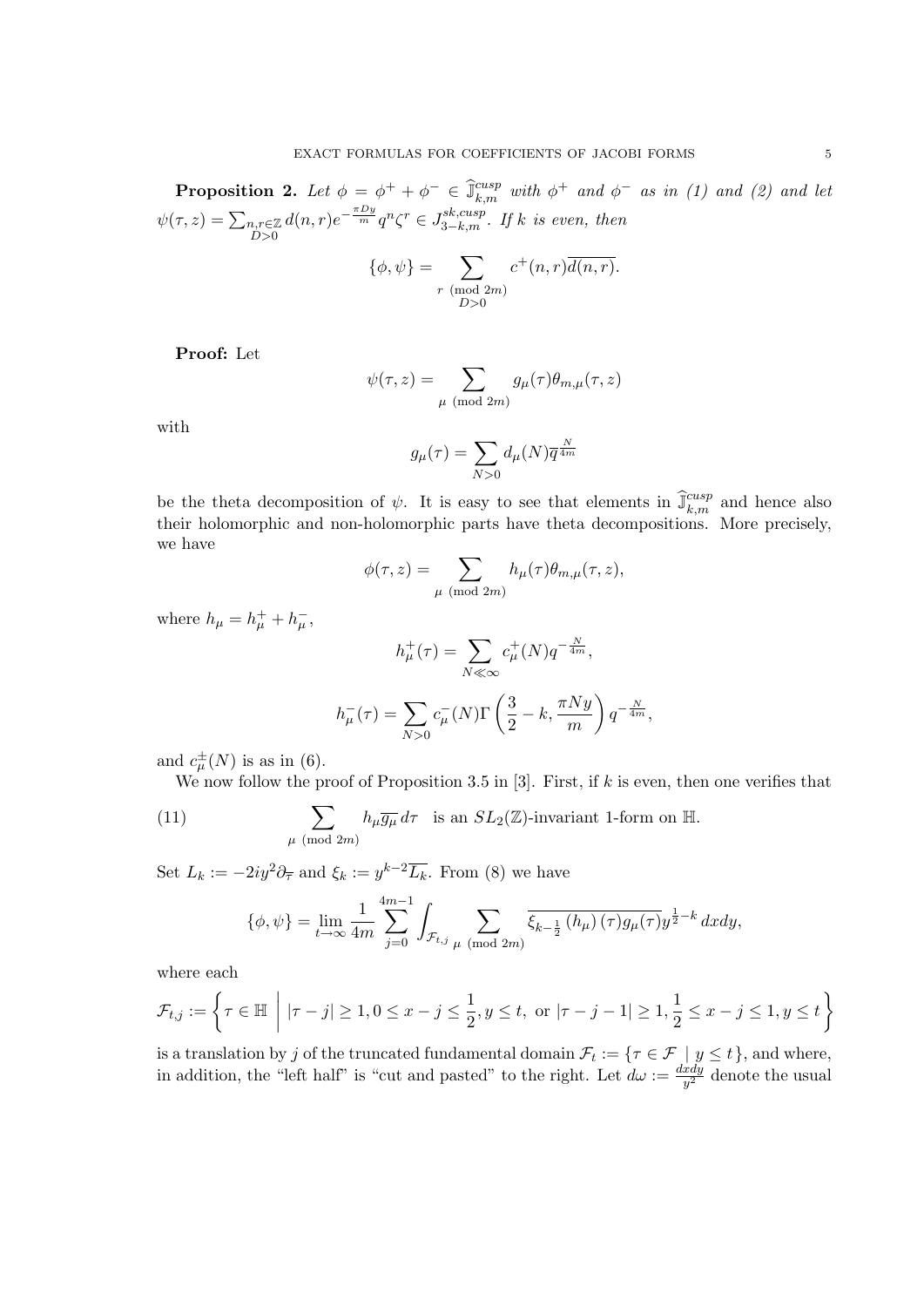**Proposition 2.** *Let $\phi = \phi^+ + \phi^- \in \widehat{\mathbb{J}}^{cusp}_{k,m}$ with $\phi^+$ and $\phi^-$ as in (1) and (2) and let $\psi(\tau,z) = \sum_{\substack{n,r\in\mathbb{Z}\\ D>0}} d(n,r)e^{-\frac{\pi D y}{m}}q^n\zeta^r \in J^{sk,cusp}_{3-k,m}$. If $k$ is even, then*

$$\{\phi,\psi\} = \sum_{\substack{r \pmod{2m}\\ D>0}} c^+(n,r)\overline{d(n,r)}.$$

**Proof:** Let

$$\psi(\tau,z) = \sum_{\mu \pmod{2m}} g_\mu(\tau)\theta_{m,\mu}(\tau,z)$$

with

$$g_\mu(\tau) = \sum_{N>0} d_\mu(N)\overline{q}^{\frac{N}{4m}}$$

be the theta decomposition of $\psi$. It is easy to see that elements in $\widehat{\mathbb{J}}^{cusp}_{k,m}$ and hence also their holomorphic and non-holomorphic parts have theta decompositions. More precisely, we have

$$\phi(\tau,z) = \sum_{\mu \pmod{2m}} h_\mu(\tau)\theta_{m,\mu}(\tau,z),$$

where $h_\mu = h_\mu^+ + h_\mu^-$,

$$h_\mu^+(\tau) = \sum_{N\ll\infty} c_\mu^+(N)q^{-\frac{N}{4m}},$$

$$h_\mu^-(\tau) = \sum_{N>0} c_\mu^-(N)\Gamma\left(\frac{3}{2}-k,\frac{\pi N y}{m}\right)q^{-\frac{N}{4m}},$$

and $c_\mu^\pm(N)$ is as in (6).

We now follow the proof of Proposition 3.5 in [3]. First, if $k$ is even, then one verifies that

$$\sum_{\mu \pmod{2m}} h_\mu\overline{g_\mu}\,d\tau \quad \text{is an } SL_2(\mathbb{Z})\text{-invariant 1-form on } \mathbb{H}. \tag{11}$$

Set $L_k := -2iy^2\partial_{\overline{\tau}}$ and $\xi_k := y^{k-2}\overline{L_k}$. From (8) we have

$$\{\phi,\psi\} = \lim_{t\to\infty}\frac{1}{4m}\sum_{j=0}^{4m-1}\int_{\mathcal{F}_{t,j}}\sum_{\mu \pmod{2m}}\overline{\xi_{k-\frac{1}{2}}\left(h_\mu\right)(\tau)g_\mu(\tau)}y^{\frac{1}{2}-k}\,dxdy,$$

where each

$$\mathcal{F}_{t,j} := \left\{\tau\in\mathbb{H}\ \middle|\ |\tau-j|\geq 1, 0\leq x-j\leq\frac{1}{2}, y\leq t, \text{ or } |\tau-j-1|\geq 1, \frac{1}{2}\leq x-j\leq 1, y\leq t\right\}$$

is a translation by $j$ of the truncated fundamental domain $\mathcal{F}_t := \{\tau\in\mathcal{F}\mid y\leq t\}$, and where, in addition, the "left half" is "cut and pasted" to the right. Let $d\omega := \frac{dxdy}{y^2}$ denote the usual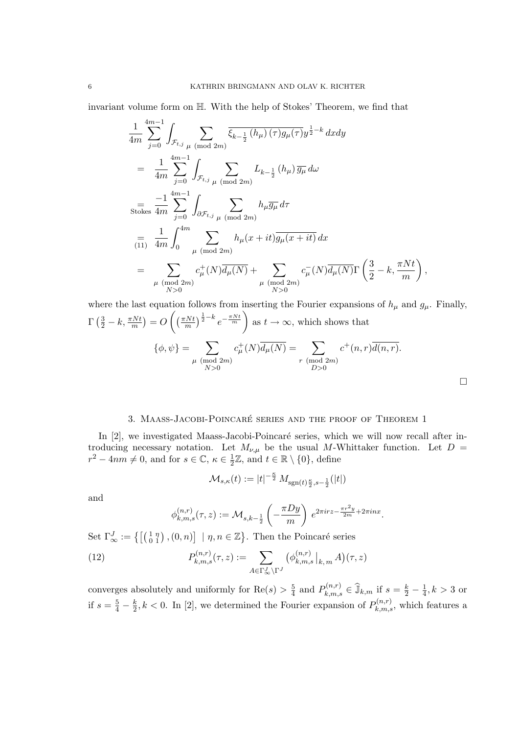invariant volume form on $\mathbb{H}$. With the help of Stokes' Theorem, we find that

$$
\begin{aligned}
&\frac{1}{4m}\sum_{j=0}^{4m-1}\int_{\mathcal{F}_{t,j}}\sum_{\mu \pmod{2m}}\overline{\xi_{k-\frac{1}{2}}\left(h_\mu\right)(\tau) g_\mu(\tau)}\, y^{\frac{1}{2}-k}\,dxdy \\
&= \frac{1}{4m}\sum_{j=0}^{4m-1}\int_{\mathcal{F}_{t,j}}\sum_{\mu \pmod{2m}} L_{k-\frac{1}{2}}\left(h_\mu\right)\overline{g_\mu}\,d\omega \\
&\underset{\text{Stokes}}{=} \frac{-1}{4m}\sum_{j=0}^{4m-1}\int_{\partial\mathcal{F}_{t,j}}\sum_{\mu \pmod{2m}} h_\mu\overline{g_\mu}\,d\tau \\
&\underset{(11)}{=} \frac{1}{4m}\int_0^{4m}\sum_{\mu \pmod{2m}} h_\mu(x+it)\overline{g_\mu(x+it)}\,dx \\
&= \sum_{\substack{\mu \pmod{2m}\\ N>0}} c_\mu^+(N)\overline{d_\mu(N)} + \sum_{\substack{\mu \pmod{2m}\\ N>0}} c_\mu^-(N)\overline{d_\mu(N)}\,\Gamma\left(\frac{3}{2}-k, \frac{\pi N t}{m}\right),
\end{aligned}
$$

where the last equation follows from inserting the Fourier expansions of $h_\mu$ and $g_\mu$. Finally, $\Gamma\left(\frac{3}{2}-k, \frac{\pi N t}{m}\right) = O\left(\left(\frac{\pi N t}{m}\right)^{\frac{1}{2}-k} e^{-\frac{\pi N t}{m}}\right)$ as $t \to \infty$, which shows that

$$
\{\phi, \psi\} = \sum_{\substack{\mu \pmod{2m}\\ N>0}} c_\mu^+(N)\overline{d_\mu(N)} = \sum_{\substack{r \pmod{2m}\\ D>0}} c^+(n,r)\overline{d(n,r)}.
$$

□

## 3. Maass-Jacobi-Poincaré series and the proof of Theorem 1

In [2], we investigated Maass-Jacobi-Poincaré series, which we will now recall after introducing necessary notation. Let $M_{\nu,\mu}$ be the usual $M$-Whittaker function. Let $D = r^2 - 4nm \neq 0$, and for $s \in \mathbb{C}$, $\kappa \in \frac{1}{2}\mathbb{Z}$, and $t \in \mathbb{R}\setminus\{0\}$, define

$$
\mathcal{M}_{s,\kappa}(t) := |t|^{-\frac{\kappa}{2}} M_{\operatorname{sgn}(t)\frac{\kappa}{2}, s-\frac{1}{2}}(|t|)
$$

and

$$
\phi_{k,m,s}^{(n,r)}(\tau, z) := \mathcal{M}_{s,k-\frac{1}{2}}\left(-\frac{\pi D y}{m}\right) e^{2\pi i r z - \frac{\pi r^2 y}{2m} + 2\pi i n x}.
$$

Set $\Gamma_\infty^J := \left\{\left[\left(\begin{smallmatrix} 1 & \eta \\ 0 & 1\end{smallmatrix}\right), (0,n)\right] \mid \eta, n \in \mathbb{Z}\right\}$. Then the Poincaré series

$$
P_{k,m,s}^{(n,r)}(\tau, z) := \sum_{A \in \Gamma_\infty^J \backslash \Gamma^J} \left(\phi_{k,m,s}^{(n,r)}\big|_{k,m} A\right)(\tau, z) \tag{12}
$$

converges absolutely and uniformly for $\operatorname{Re}(s) > \frac{5}{4}$ and $P_{k,m,s}^{(n,r)} \in \widehat{\mathbb{J}}_{k,m}$ if $s = \frac{k}{2} - \frac{1}{4}, k > 3$ or if $s = \frac{5}{4} - \frac{k}{2}, k < 0$. In [2], we determined the Fourier expansion of $P_{k,m,s}^{(n,r)}$, which features a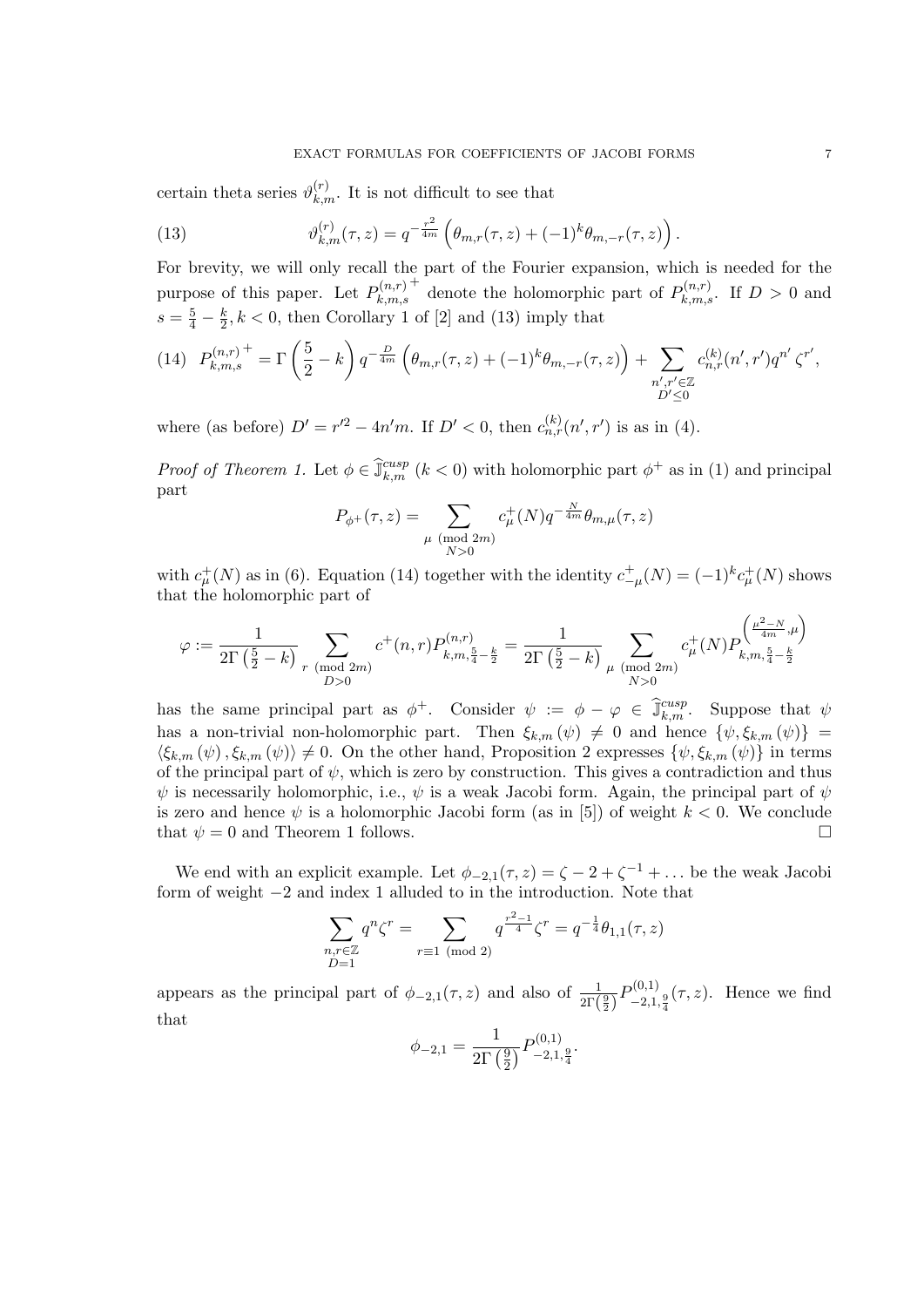certain theta series $\vartheta_{k,m}^{(r)}$. It is not difficult to see that

$$\vartheta_{k,m}^{(r)}(\tau,z) = q^{-\frac{r^2}{4m}}\left(\theta_{m,r}(\tau,z) + (-1)^k \theta_{m,-r}(\tau,z)\right). \tag{13}$$

For brevity, we will only recall the part of the Fourier expansion, which is needed for the purpose of this paper. Let $P_{k,m,s}^{(n,r)\,+}$ denote the holomorphic part of $P_{k,m,s}^{(n,r)}$. If $D > 0$ and $s = \frac{5}{4} - \frac{k}{2}, k < 0$, then Corollary 1 of [2] and (13) imply that

$$P_{k,m,s}^{(n,r)\,+} = \Gamma\left(\frac{5}{2} - k\right) q^{-\frac{D}{4m}}\left(\theta_{m,r}(\tau,z) + (-1)^k \theta_{m,-r}(\tau,z)\right) + \sum_{\substack{n',r' \in \mathbb{Z} \\ D' \leq 0}} c_{n,r}^{(k)}(n',r') q^{n'} \zeta^{r'}, \tag{14}$$

where (as before) $D' = r'^2 - 4n'm$. If $D' < 0$, then $c_{n,r}^{(k)}(n',r')$ is as in (4).

*Proof of Theorem 1.* Let $\phi \in \widehat{\mathbb{J}}_{k,m}^{cusp}$ ($k < 0$) with holomorphic part $\phi^+$ as in (1) and principal part

$$P_{\phi^+}(\tau,z) = \sum_{\substack{\mu \pmod{2m} \\ N > 0}} c_\mu^+(N) q^{-\frac{N}{4m}} \theta_{m,\mu}(\tau,z)$$

with $c_\mu^+(N)$ as in (6). Equation (14) together with the identity $c_{-\mu}^+(N) = (-1)^k c_\mu^+(N)$ shows that the holomorphic part of

$$\varphi := \frac{1}{2\Gamma\left(\frac{5}{2} - k\right)} \sum_{\substack{r \pmod{2m} \\ D > 0}} c^+(n,r) P_{k,m,\frac{5}{4}-\frac{k}{2}}^{(n,r)} = \frac{1}{2\Gamma\left(\frac{5}{2} - k\right)} \sum_{\substack{\mu \pmod{2m} \\ N > 0}} c_\mu^+(N) P_{k,m,\frac{5}{4}-\frac{k}{2}}^{\left(\frac{\mu^2 - N}{4m},\mu\right)}$$

has the same principal part as $\phi^+$. Consider $\psi := \phi - \varphi \in \widehat{\mathbb{J}}_{k,m}^{cusp}$. Suppose that $\psi$ has a non-trivial non-holomorphic part. Then $\xi_{k,m}(\psi) \neq 0$ and hence $\{\psi, \xi_{k,m}(\psi)\} = \langle \xi_{k,m}(\psi), \xi_{k,m}(\psi)\rangle \neq 0$. On the other hand, Proposition 2 expresses $\{\psi, \xi_{k,m}(\psi)\}$ in terms of the principal part of $\psi$, which is zero by construction. This gives a contradiction and thus $\psi$ is necessarily holomorphic, i.e., $\psi$ is a weak Jacobi form. Again, the principal part of $\psi$ is zero and hence $\psi$ is a holomorphic Jacobi form (as in [5]) of weight $k < 0$. We conclude that $\psi = 0$ and Theorem 1 follows. $\square$

We end with an explicit example. Let $\phi_{-2,1}(\tau,z) = \zeta - 2 + \zeta^{-1} + \dots$ be the weak Jacobi form of weight $-2$ and index 1 alluded to in the introduction. Note that

$$\sum_{\substack{n,r \in \mathbb{Z} \\ D = 1}} q^n \zeta^r = \sum_{r \equiv 1 \pmod{2}} q^{\frac{r^2-1}{4}} \zeta^r = q^{-\frac{1}{4}} \theta_{1,1}(\tau,z)$$

appears as the principal part of $\phi_{-2,1}(\tau,z)$ and also of $\frac{1}{2\Gamma\left(\frac{9}{2}\right)} P_{-2,1,\frac{9}{4}}^{(0,1)}(\tau,z)$. Hence we find that

$$\phi_{-2,1} = \frac{1}{2\Gamma\left(\frac{9}{2}\right)} P_{-2,1,\frac{9}{4}}^{(0,1)}.$$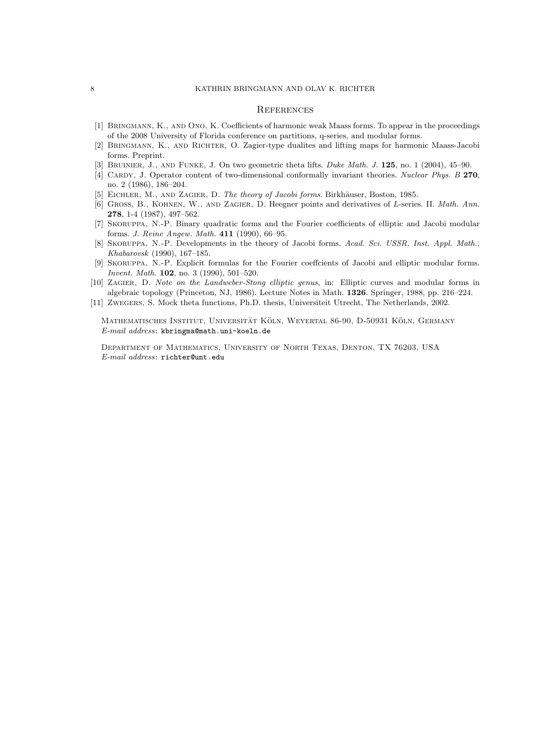## References

[1] Bringmann, K., and Ono, K. Coefficients of harmonic weak Maass forms. To appear in the proceedings of the 2008 University of Florida conference on partitions, q-series, and modular forms.

[2] Bringmann, K., and Richter, O. Zagier-type dualites and lifting maps for harmonic Maass-Jacobi forms. Preprint.

[3] Bruinier, J., and Funke, J. On two geometric theta lifts. *Duke Math. J.* **125**, no. 1 (2004), 45–90.

[4] Cardy, J. Operator content of two-dimensional conformally invariant theories. *Nuclear Phys. B* **270**, no. 2 (1986), 186–204.

[5] Eichler, M., and Zagier, D. *The theory of Jacobi forms*. Birkhäuser, Boston, 1985.

[6] Gross, B., Kohnen, W., and Zagier, D. Heegner points and derivatives of L-series. II. *Math. Ann.* **278**, 1-4 (1987), 497–562.

[7] Skoruppa, N.-P. Binary quadratic forms and the Fourier coefficients of elliptic and Jacobi modular forms. *J. Reine Angew. Math.* **411** (1990), 66–95.

[8] Skoruppa, N.-P. Developments in the theory of Jacobi forms. *Acad. Sci. USSR, Inst. Appl. Math., Khabarovsk* (1990), 167–185.

[9] Skoruppa, N.-P. Explicit formulas for the Fourier coeffcients of Jacobi and elliptic modular forms. *Invent. Math.* **102**, no. 3 (1990), 501–520.

[10] Zagier, D. *Note on the Landweber-Stong elliptic genus,* in: Elliptic curves and modular forms in algebraic topology (Princeton, NJ, 1986). Lecture Notes in Math. **1326**. Springer, 1988, pp. 216–224.

[11] Zwegers, S. Mock theta functions, Ph.D. thesis, Universiteit Utrecht, The Netherlands, 2002.

Mathematisches Institut, Universität Köln, Weyertal 86-90, D-50931 Köln, Germany
*E-mail address*: kbringma@math.uni-koeln.de

Department of Mathematics, University of North Texas, Denton, TX 76203, USA
*E-mail address*: richter@unt.edu